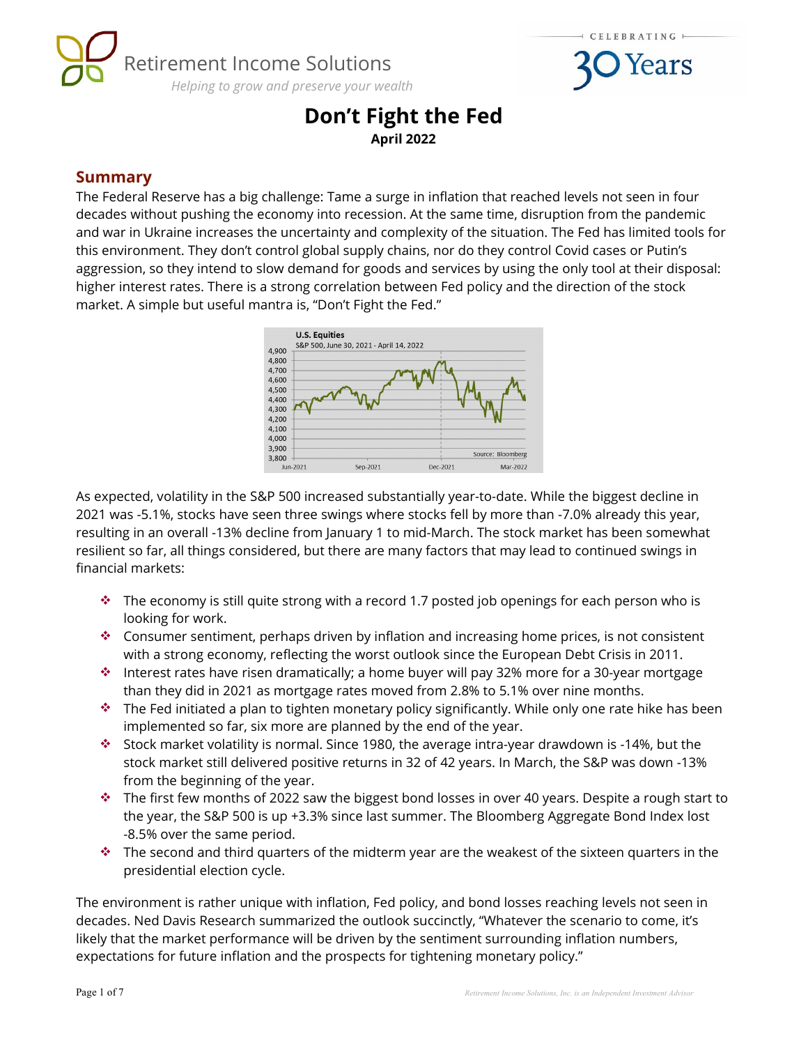# Don't Fight the Fed

**April 2022**

## Summary

The Federal Reserve has a big challenge: Tame a surge in inflation that reached levels not seen in four decades without pushing the economy into recession. At the same time, disruption from the pandemic and war in Ukraine increases the uncertainty and complexity of the situation. The Fed has limited tools for this environment. They don't control global supply chains, nor do they control Covid cases or Putin's aggression, so they intend to slow demand for goods and services by using the only tool at their disposal: higher interest rates. There is a strong correlation between Fed policy and the direction of the stock market. A simple but useful mantra is, "Don't Fight the Fed."

As expected, volatility in the S&P 500 increased substantially year-to-date. While the biggest decline in 2021 was -5.1%, stocks have seen three swings where stocks fell by more than -7.0% already this year, resulting in an overall -13% decline from January 1 to mid-March. The stock market has been somewhat resilient so far, all things considered, but there are many factors that may lead to continued swings in financial markets:

- The economy is still quite strong with a record 1.7 posted job openings for each person who is looking for work.
- Consumer sentiment, perhaps driven by inflation and increasing home prices, is not consistent with a strong economy, reflecting the worst outlook since the European Debt Crisis in 2011.
- Interest rates have risen dramatically; a home buyer will pay 32% more for a 30-year mortgage than they did in 2021 as mortgage rates moved from 2.8% to 5.1% over nine months.
- The Fed initiated a plan to tighten monetary policy significantly. While only one rate hike has been implemented so far, six more are planned by the end of the year.
- Stock market volatility is normal. Since 1980, the average intra-year drawdown is -14%, but the stock market still delivered positive returns in 32 of 42 years. In March, the S&P was down -13% from the beginning of the year.
- The first few months of 2022 saw the biggest bond losses in over 40 years. Despite a rough start to the year, the S&P 500 is up +3.3% since last summer. The Bloomberg Aggregate Bond Index lost -8.5% over the same period.
- The second and third quarters of the midterm year are the weakest of the sixteen quarters in the presidential election cycle.

The environment is rather unique with inflation, Fed policy, and bond losses reaching levels not seen in decades. Ned Davis Research summarized the outlook succinctly, "Whatever the scenario to come, it's likely that the market performance will be driven by the sentiment surrounding inflation numbers, expectations for future inflation and the prospects for tightening monetary policy."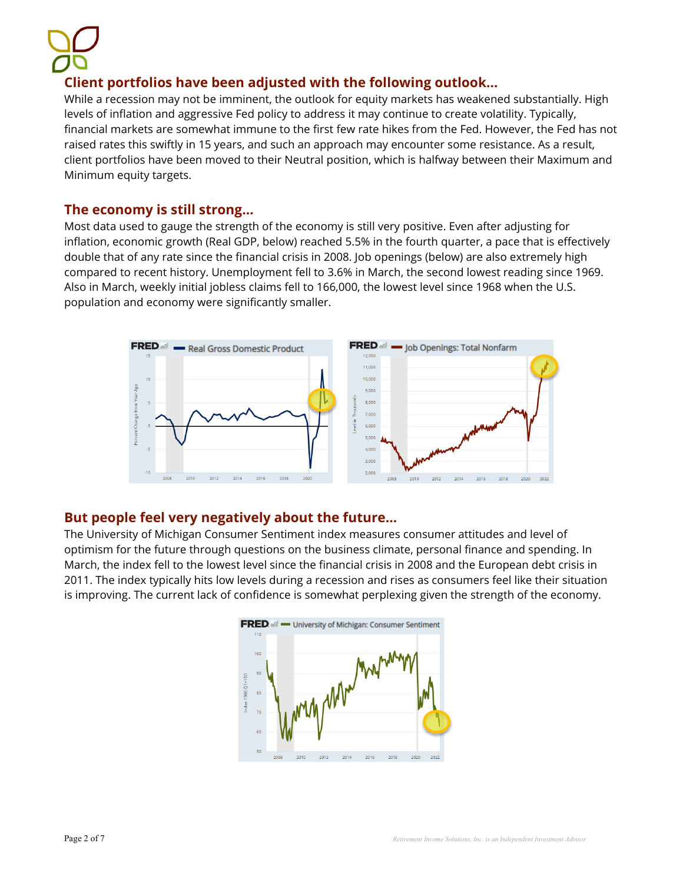## Client portfolios have been adjusted with the following outlook…

While a recession may not be imminent, the outlook for equity markets has weakened substantially. High levels of inflation and aggressive Fed policy to address it may continue to create volatility. Typically, financial markets are somewhat immune to the first few rate hikes from the Fed. However, the Fed has not raised rates this swiftly in 15 years, and such an approach may encounter some resistance. As a result, client portfolios have been moved to their Neutral position, which is halfway between their Maximum and Minimum equity targets.

## The economy is still strong…

Most data used to gauge the strength of the economy is still very positive. Even after adjusting for inflation, economic growth (Real GDP, below) reached 5.5% in the fourth quarter, a pace that is effectively double that of any rate since the financial crisis in 2008. Job openings (below) are also extremely high compared to recent history. Unemployment fell to 3.6% in March, the second lowest reading since 1969. Also in March, weekly initial jobless claims fell to 166,000, the lowest level since 1968 when the U.S. population and economy were significantly smaller.

## But people feel very negatively about the future…

The University of Michigan Consumer Sentiment index measures consumer attitudes and level of optimism for the future through questions on the business climate, personal finance and spending. In March, the index fell to the lowest level since the financial crisis in 2008 and the European debt crisis in 2011. The index typically hits low levels during a recession and rises as consumers feel like their situation is improving. The current lack of confidence is somewhat perplexing given the strength of the economy.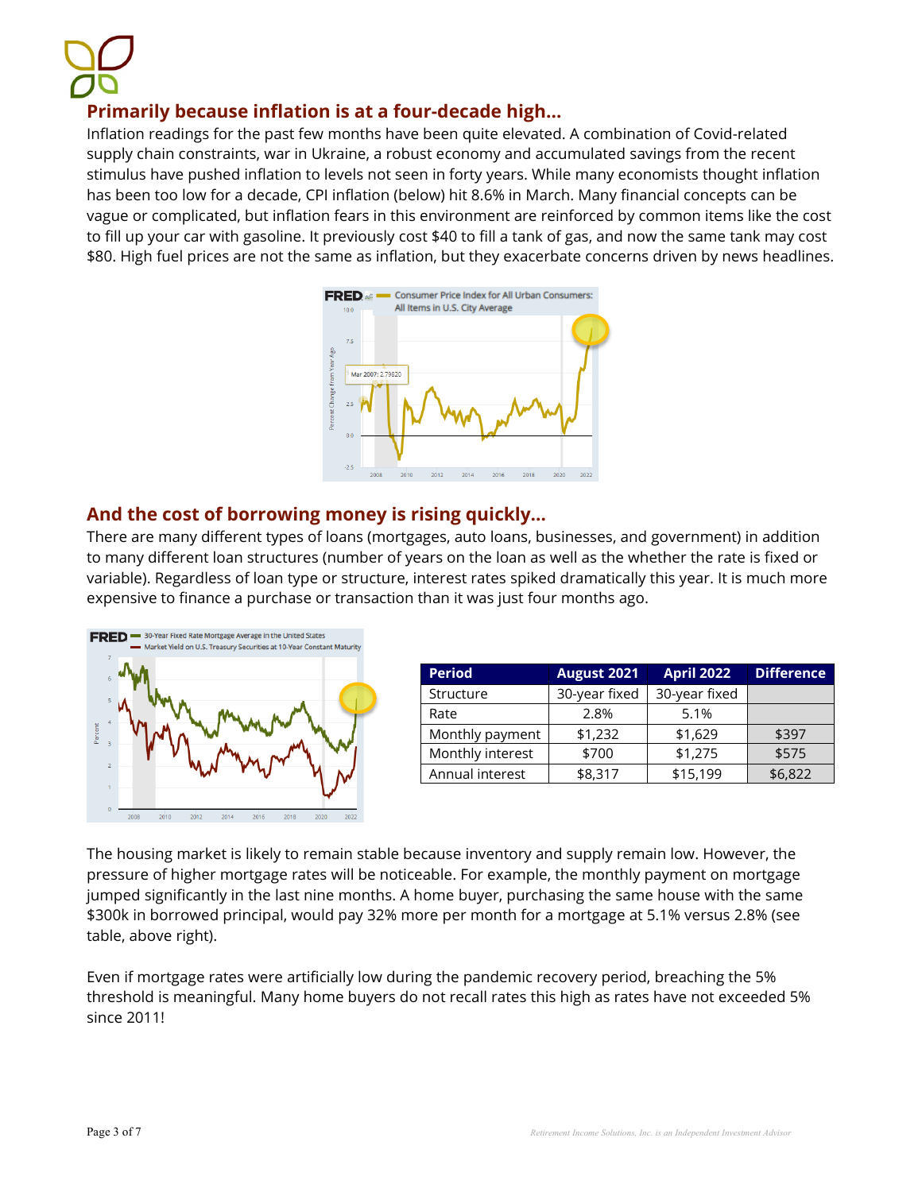## Primarily because inflation is at a four-decade high...

Inflation readings for the past few months have been quite elevated. A combination of Covid-related supply chain constraints, war in Ukraine, a robust economy and accumulated savings from the recent stimulus have pushed inflation to levels not seen in forty years. While many economists thought inflation has been too low for a decade, CPI inflation (below) hit 8.6% in March. Many financial concepts can be vague or complicated, but inflation fears in this environment are reinforced by common items like the cost to fill up your car with gasoline. It previously cost $40 to fill a tank of gas, and now the same tank may cost $80. High fuel prices are not the same as inflation, but they exacerbate concerns driven by news headlines.

## And the cost of borrowing money is rising quickly...

There are many different types of loans (mortgages, auto loans, businesses, and government) in addition to many different loan structures (number of years on the loan as well as the whether the rate is fixed or variable). Regardless of loan type or structure, interest rates spiked dramatically this year. It is much more expensive to finance a purchase or transaction than it was just four months ago.

| Period | August 2021 | April 2022 | Difference |
| --- | --- | --- | --- |
| Structure | 30-year fixed | 30-year fixed | |
| Rate | 2.8% | 5.1% | |
| Monthly payment | $1,232 | $1,629 | $397 |
| Monthly interest | $700 | $1,275 | $575 |
| Annual interest | $8,317 | $15,199 | $6,822 |

The housing market is likely to remain stable because inventory and supply remain low. However, the pressure of higher mortgage rates will be noticeable. For example, the monthly payment on mortgage jumped significantly in the last nine months. A home buyer, purchasing the same house with the same $300k in borrowed principal, would pay 32% more per month for a mortgage at 5.1% versus 2.8% (see table, above right).

Even if mortgage rates were artificially low during the pandemic recovery period, breaching the 5% threshold is meaningful. Many home buyers do not recall rates this high as rates have not exceeded 5% since 2011!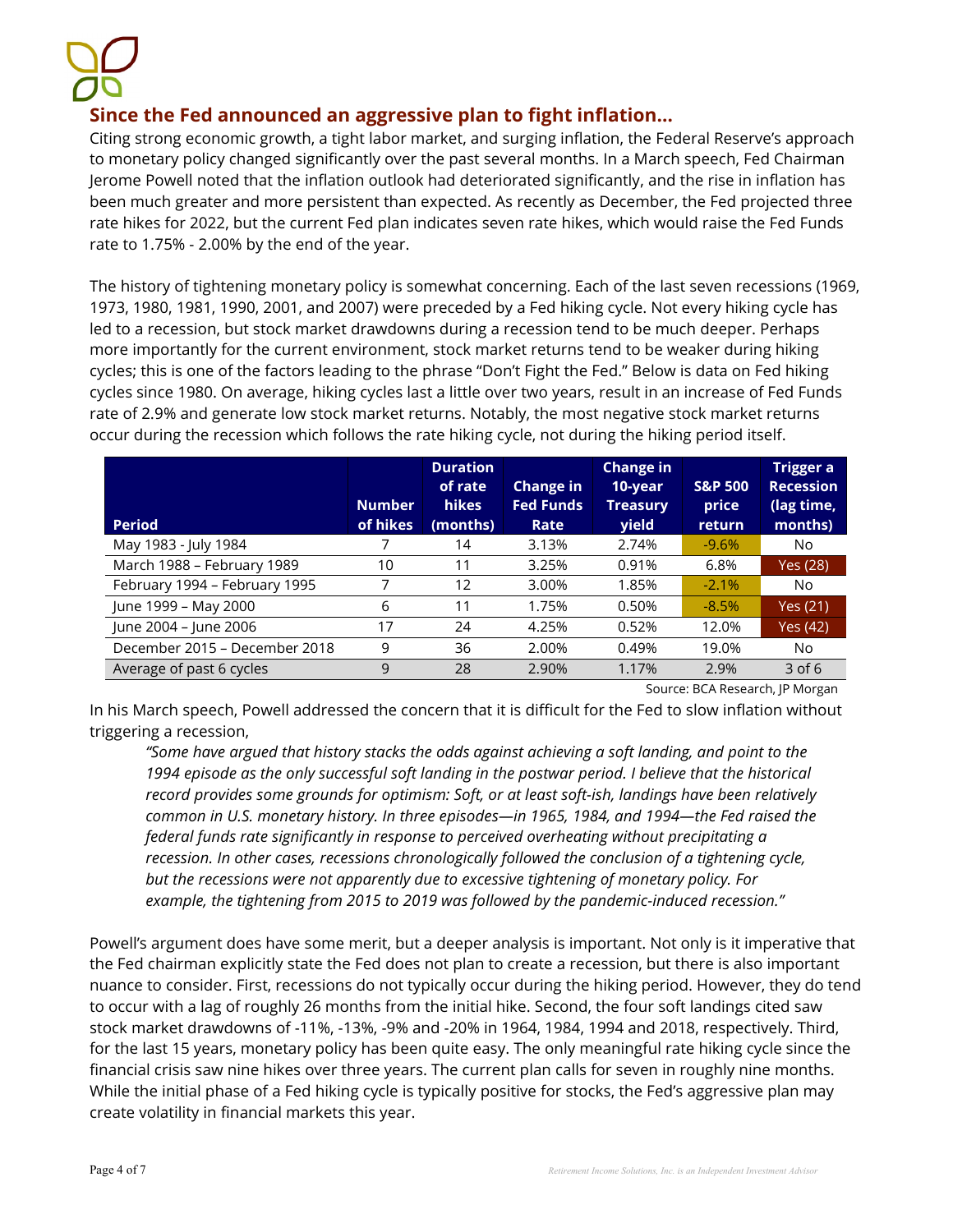## Since the Fed announced an aggressive plan to fight inflation…

Citing strong economic growth, a tight labor market, and surging inflation, the Federal Reserve's approach to monetary policy changed significantly over the past several months. In a March speech, Fed Chairman Jerome Powell noted that the inflation outlook had deteriorated significantly, and the rise in inflation has been much greater and more persistent than expected. As recently as December, the Fed projected three rate hikes for 2022, but the current Fed plan indicates seven rate hikes, which would raise the Fed Funds rate to 1.75% - 2.00% by the end of the year.

The history of tightening monetary policy is somewhat concerning. Each of the last seven recessions (1969, 1973, 1980, 1981, 1990, 2001, and 2007) were preceded by a Fed hiking cycle. Not every hiking cycle has led to a recession, but stock market drawdowns during a recession tend to be much deeper. Perhaps more importantly for the current environment, stock market returns tend to be weaker during hiking cycles; this is one of the factors leading to the phrase "Don't Fight the Fed." Below is data on Fed hiking cycles since 1980. On average, hiking cycles last a little over two years, result in an increase of Fed Funds rate of 2.9% and generate low stock market returns. Notably, the most negative stock market returns occur during the recession which follows the rate hiking cycle, not during the hiking period itself.

| Period | Number of hikes | Duration of rate hikes (months) | Change in Fed Funds Rate | Change in 10-year Treasury yield | S&P 500 price return | Trigger a Recession (lag time, months) |
|---|---|---|---|---|---|---|
| May 1983 - July 1984 | 7 | 14 | 3.13% | 2.74% | -9.6% | No |
| March 1988 – February 1989 | 10 | 11 | 3.25% | 0.91% | 6.8% | Yes (28) |
| February 1994 – February 1995 | 7 | 12 | 3.00% | 1.85% | -2.1% | No |
| June 1999 – May 2000 | 6 | 11 | 1.75% | 0.50% | -8.5% | Yes (21) |
| June 2004 – June 2006 | 17 | 24 | 4.25% | 0.52% | 12.0% | Yes (42) |
| December 2015 – December 2018 | 9 | 36 | 2.00% | 0.49% | 19.0% | No |
| Average of past 6 cycles | 9 | 28 | 2.90% | 1.17% | 2.9% | 3 of 6 |

Source: BCA Research, JP Morgan

In his March speech, Powell addressed the concern that it is difficult for the Fed to slow inflation without triggering a recession,

> *"Some have argued that history stacks the odds against achieving a soft landing, and point to the 1994 episode as the only successful soft landing in the postwar period. I believe that the historical record provides some grounds for optimism: Soft, or at least soft-ish, landings have been relatively common in U.S. monetary history. In three episodes—in 1965, 1984, and 1994—the Fed raised the federal funds rate significantly in response to perceived overheating without precipitating a recession. In other cases, recessions chronologically followed the conclusion of a tightening cycle, but the recessions were not apparently due to excessive tightening of monetary policy. For example, the tightening from 2015 to 2019 was followed by the pandemic-induced recession."*

Powell's argument does have some merit, but a deeper analysis is important. Not only is it imperative that the Fed chairman explicitly state the Fed does not plan to create a recession, but there is also important nuance to consider. First, recessions do not typically occur during the hiking period. However, they do tend to occur with a lag of roughly 26 months from the initial hike. Second, the four soft landings cited saw stock market drawdowns of -11%, -13%, -9% and -20% in 1964, 1984, 1994 and 2018, respectively. Third, for the last 15 years, monetary policy has been quite easy. The only meaningful rate hiking cycle since the financial crisis saw nine hikes over three years. The current plan calls for seven in roughly nine months. While the initial phase of a Fed hiking cycle is typically positive for stocks, the Fed's aggressive plan may create volatility in financial markets this year.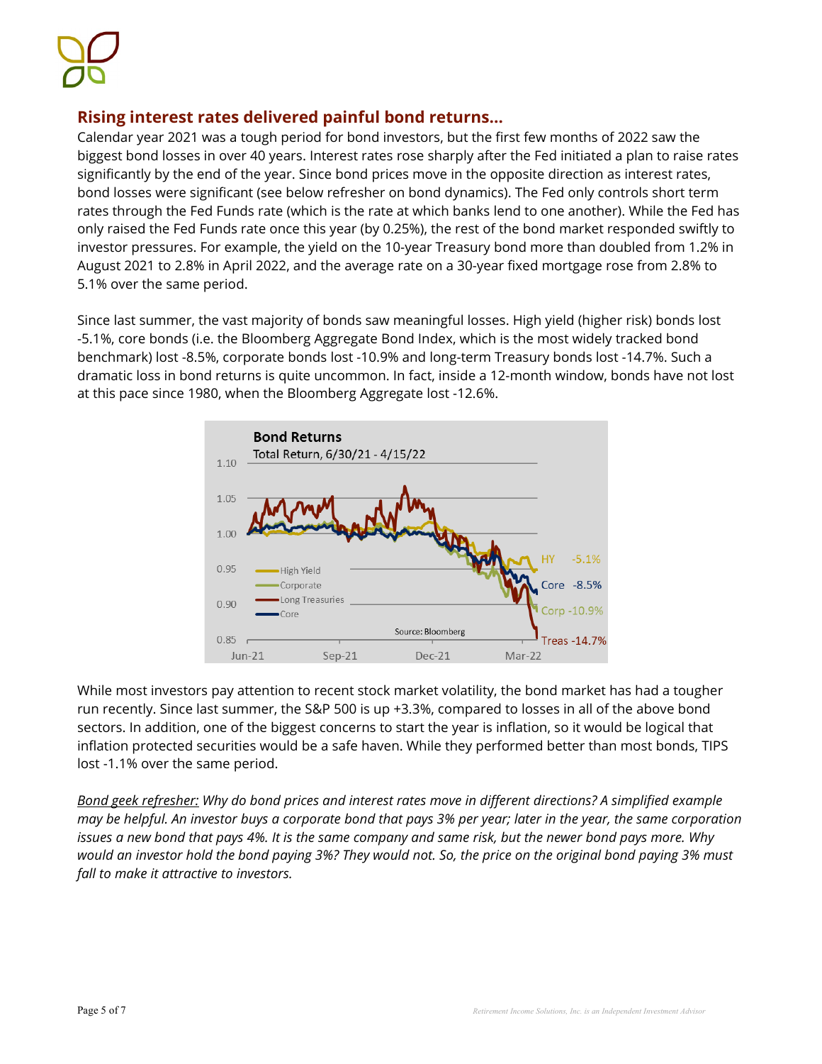## Rising interest rates delivered painful bond returns…

Calendar year 2021 was a tough period for bond investors, but the first few months of 2022 saw the biggest bond losses in over 40 years. Interest rates rose sharply after the Fed initiated a plan to raise rates significantly by the end of the year. Since bond prices move in the opposite direction as interest rates, bond losses were significant (see below refresher on bond dynamics). The Fed only controls short term rates through the Fed Funds rate (which is the rate at which banks lend to one another). While the Fed has only raised the Fed Funds rate once this year (by 0.25%), the rest of the bond market responded swiftly to investor pressures. For example, the yield on the 10-year Treasury bond more than doubled from 1.2% in August 2021 to 2.8% in April 2022, and the average rate on a 30-year fixed mortgage rose from 2.8% to 5.1% over the same period.

Since last summer, the vast majority of bonds saw meaningful losses. High yield (higher risk) bonds lost -5.1%, core bonds (i.e. the Bloomberg Aggregate Bond Index, which is the most widely tracked bond benchmark) lost -8.5%, corporate bonds lost -10.9% and long-term Treasury bonds lost -14.7%. Such a dramatic loss in bond returns is quite uncommon. In fact, inside a 12-month window, bonds have not lost at this pace since 1980, when the Bloomberg Aggregate lost -12.6%.

**Bond Returns**
Total Return, 6/30/21 - 4/15/22

HY -5.1% | Core -8.5% | Corp -10.9% | Treas -14.7%

Source: Bloomberg

While most investors pay attention to recent stock market volatility, the bond market has had a tougher run recently. Since last summer, the S&P 500 is up +3.3%, compared to losses in all of the above bond sectors. In addition, one of the biggest concerns to start the year is inflation, so it would be logical that inflation protected securities would be a safe haven. While they performed better than most bonds, TIPS lost -1.1% over the same period.

*<u>Bond geek refresher:</u> Why do bond prices and interest rates move in different directions? A simplified example may be helpful. An investor buys a corporate bond that pays 3% per year; later in the year, the same corporation issues a new bond that pays 4%. It is the same company and same risk, but the newer bond pays more. Why would an investor hold the bond paying 3%? They would not. So, the price on the original bond paying 3% must fall to make it attractive to investors.*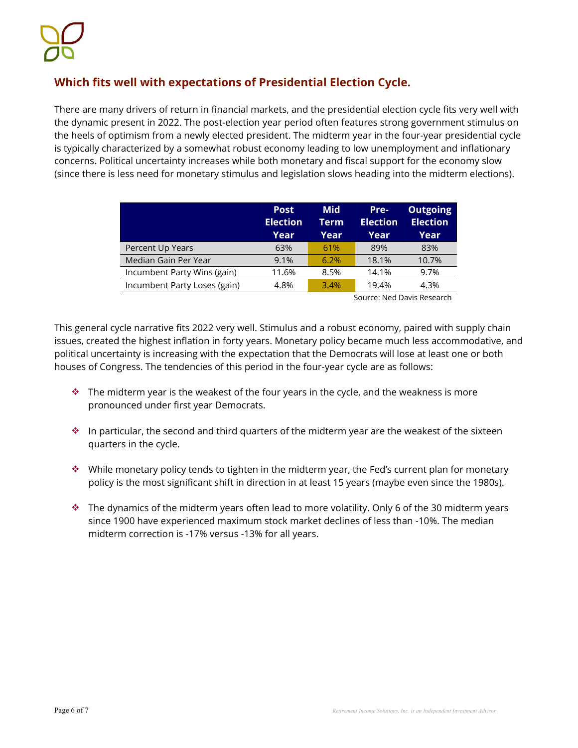## Which fits well with expectations of Presidential Election Cycle.

There are many drivers of return in financial markets, and the presidential election cycle fits very well with the dynamic present in 2022. The post-election year period often features strong government stimulus on the heels of optimism from a newly elected president. The midterm year in the four-year presidential cycle is typically characterized by a somewhat robust economy leading to low unemployment and inflationary concerns. Political uncertainty increases while both monetary and fiscal support for the economy slow (since there is less need for monetary stimulus and legislation slows heading into the midterm elections).

| | Post Election Year | Mid Term Year | Pre-Election Year | Outgoing Election Year |
|---|---|---|---|---|
| Percent Up Years | 63% | 61% | 89% | 83% |
| Median Gain Per Year | 9.1% | 6.2% | 18.1% | 10.7% |
| Incumbent Party Wins (gain) | 11.6% | 8.5% | 14.1% | 9.7% |
| Incumbent Party Loses (gain) | 4.8% | 3.4% | 19.4% | 4.3% |

Source: Ned Davis Research

This general cycle narrative fits 2022 very well. Stimulus and a robust economy, paired with supply chain issues, created the highest inflation in forty years. Monetary policy became much less accommodative, and political uncertainty is increasing with the expectation that the Democrats will lose at least one or both houses of Congress. The tendencies of this period in the four-year cycle are as follows:

- The midterm year is the weakest of the four years in the cycle, and the weakness is more pronounced under first year Democrats.
- In particular, the second and third quarters of the midterm year are the weakest of the sixteen quarters in the cycle.
- While monetary policy tends to tighten in the midterm year, the Fed's current plan for monetary policy is the most significant shift in direction in at least 15 years (maybe even since the 1980s).
- The dynamics of the midterm years often lead to more volatility. Only 6 of the 30 midterm years since 1900 have experienced maximum stock market declines of less than -10%. The median midterm correction is -17% versus -13% for all years.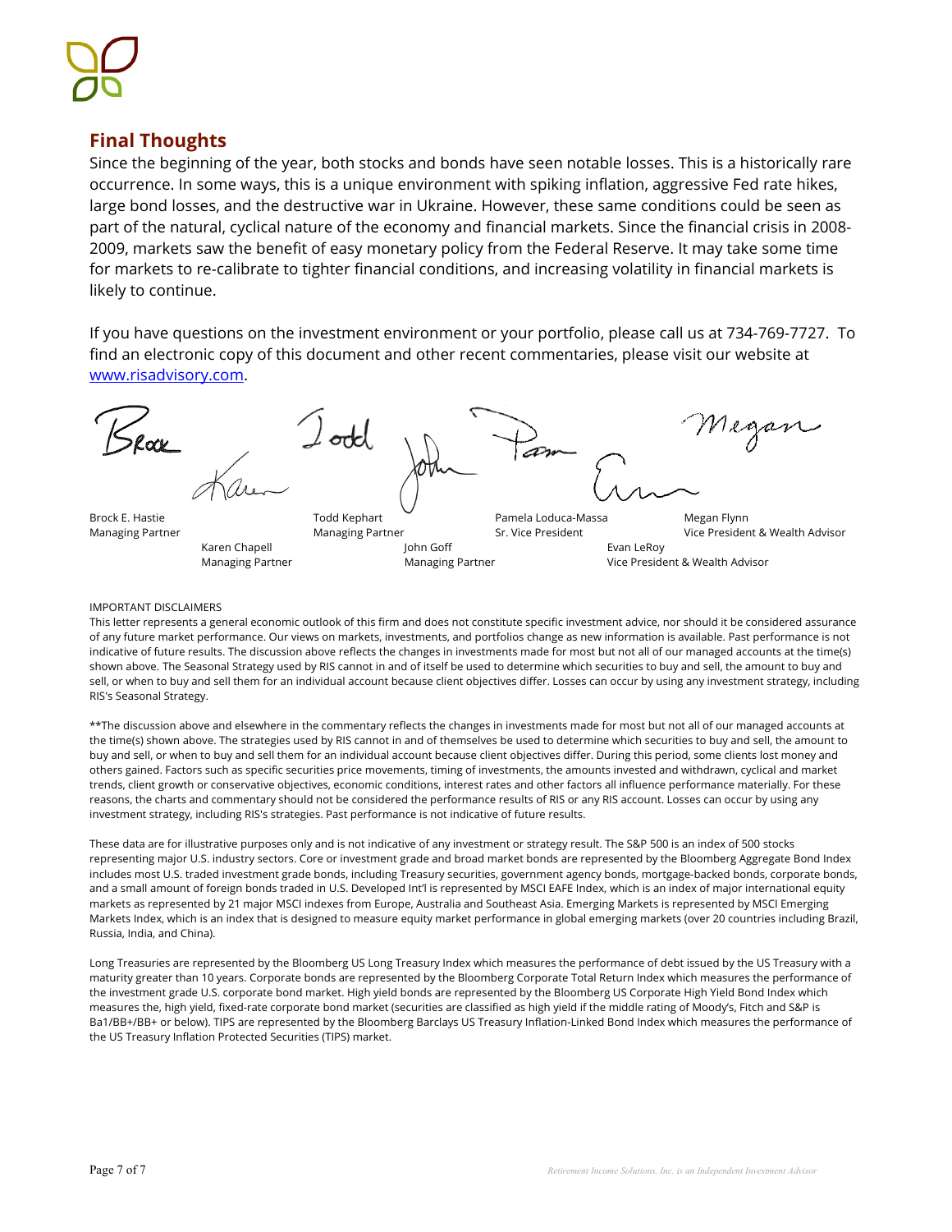## Final Thoughts

Since the beginning of the year, both stocks and bonds have seen notable losses. This is a historically rare occurrence. In some ways, this is a unique environment with spiking inflation, aggressive Fed rate hikes, large bond losses, and the destructive war in Ukraine. However, these same conditions could be seen as part of the natural, cyclical nature of the economy and financial markets. Since the financial crisis in 2008-2009, markets saw the benefit of easy monetary policy from the Federal Reserve. It may take some time for markets to re-calibrate to tighter financial conditions, and increasing volatility in financial markets is likely to continue.

If you have questions on the investment environment or your portfolio, please call us at 734-769-7727. To find an electronic copy of this document and other recent commentaries, please visit our website at [www.risadvisory.com](http://www.risadvisory.com).

Brock E. Hastie
Managing Partner

Karen Chapell
Managing Partner

Todd Kephart
Managing Partner

John Goff
Managing Partner

Pamela Loduca-Massa
Sr. Vice President

Evan LeRoy
Vice President & Wealth Advisor

Megan Flynn
Vice President & Wealth Advisor

IMPORTANT DISCLAIMERS

This letter represents a general economic outlook of this firm and does not constitute specific investment advice, nor should it be considered assurance of any future market performance. Our views on markets, investments, and portfolios change as new information is available. Past performance is not indicative of future results. The discussion above reflects the changes in investments made for most but not all of our managed accounts at the time(s) shown above. The Seasonal Strategy used by RIS cannot in and of itself be used to determine which securities to buy and sell, the amount to buy and sell, or when to buy and sell them for an individual account because client objectives differ. Losses can occur by using any investment strategy, including RIS's Seasonal Strategy.

**The discussion above and elsewhere in the commentary reflects the changes in investments made for most but not all of our managed accounts at the time(s) shown above. The strategies used by RIS cannot in and of themselves be used to determine which securities to buy and sell, the amount to buy and sell, or when to buy and sell them for an individual account because client objectives differ. During this period, some clients lost money and others gained. Factors such as specific securities price movements, timing of investments, the amounts invested and withdrawn, cyclical and market trends, client growth or conservative objectives, economic conditions, interest rates and other factors all influence performance materially. For these reasons, the charts and commentary should not be considered the performance results of RIS or any RIS account. Losses can occur by using any investment strategy, including RIS's strategies. Past performance is not indicative of future results.

These data are for illustrative purposes only and is not indicative of any investment or strategy result. The S&P 500 is an index of 500 stocks representing major U.S. industry sectors. Core or investment grade and broad market bonds are represented by the Bloomberg Aggregate Bond Index includes most U.S. traded investment grade bonds, including Treasury securities, government agency bonds, mortgage-backed bonds, corporate bonds, and a small amount of foreign bonds traded in U.S. Developed Int'l is represented by MSCI EAFE Index, which is an index of major international equity markets as represented by 21 major MSCI indexes from Europe, Australia and Southeast Asia. Emerging Markets is represented by MSCI Emerging Markets Index, which is an index that is designed to measure equity market performance in global emerging markets (over 20 countries including Brazil, Russia, India, and China).

Long Treasuries are represented by the Bloomberg US Long Treasury Index which measures the performance of debt issued by the US Treasury with a maturity greater than 10 years. Corporate bonds are represented by the Bloomberg Corporate Total Return Index which measures the performance of the investment grade U.S. corporate bond market. High yield bonds are represented by the Bloomberg US Corporate High Yield Bond Index which measures the, high yield, fixed-rate corporate bond market (securities are classified as high yield if the middle rating of Moody's, Fitch and S&P is Ba1/BB+/BB+ or below). TIPS are represented by the Bloomberg Barclays US Treasury Inflation-Linked Bond Index which measures the performance of the US Treasury Inflation Protected Securities (TIPS) market.